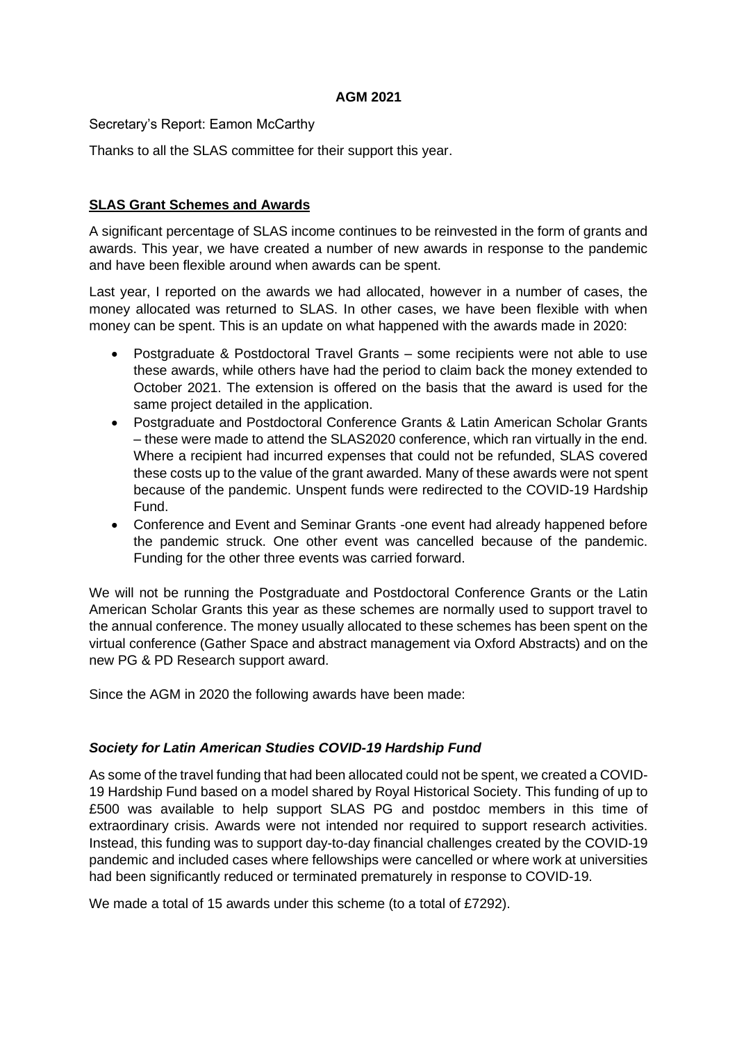**AGM 2021**

Secretary's Report: Eamon McCarthy

Thanks to all the SLAS committee for their support this year.

## SLAS Grant Schemes and Awards

A significant percentage of SLAS income continues to be reinvested in the form of grants and awards. This year, we have created a number of new awards in response to the pandemic and have been flexible around when awards can be spent.

Last year, I reported on the awards we had allocated, however in a number of cases, the money allocated was returned to SLAS. In other cases, we have been flexible with when money can be spent. This is an update on what happened with the awards made in 2020:

- Postgraduate & Postdoctoral Travel Grants – some recipients were not able to use these awards, while others have had the period to claim back the money extended to October 2021. The extension is offered on the basis that the award is used for the same project detailed in the application.
- Postgraduate and Postdoctoral Conference Grants & Latin American Scholar Grants – these were made to attend the SLAS2020 conference, which ran virtually in the end. Where a recipient had incurred expenses that could not be refunded, SLAS covered these costs up to the value of the grant awarded. Many of these awards were not spent because of the pandemic. Unspent funds were redirected to the COVID-19 Hardship Fund.
- Conference and Event and Seminar Grants -one event had already happened before the pandemic struck. One other event was cancelled because of the pandemic. Funding for the other three events was carried forward.

We will not be running the Postgraduate and Postdoctoral Conference Grants or the Latin American Scholar Grants this year as these schemes are normally used to support travel to the annual conference. The money usually allocated to these schemes has been spent on the virtual conference (Gather Space and abstract management via Oxford Abstracts) and on the new PG & PD Research support award.

Since the AGM in 2020 the following awards have been made:

### *Society for Latin American Studies COVID-19 Hardship Fund*

As some of the travel funding that had been allocated could not be spent, we created a COVID-19 Hardship Fund based on a model shared by Royal Historical Society. This funding of up to £500 was available to help support SLAS PG and postdoc members in this time of extraordinary crisis. Awards were not intended nor required to support research activities. Instead, this funding was to support day-to-day financial challenges created by the COVID-19 pandemic and included cases where fellowships were cancelled or where work at universities had been significantly reduced or terminated prematurely in response to COVID-19.

We made a total of 15 awards under this scheme (to a total of £7292).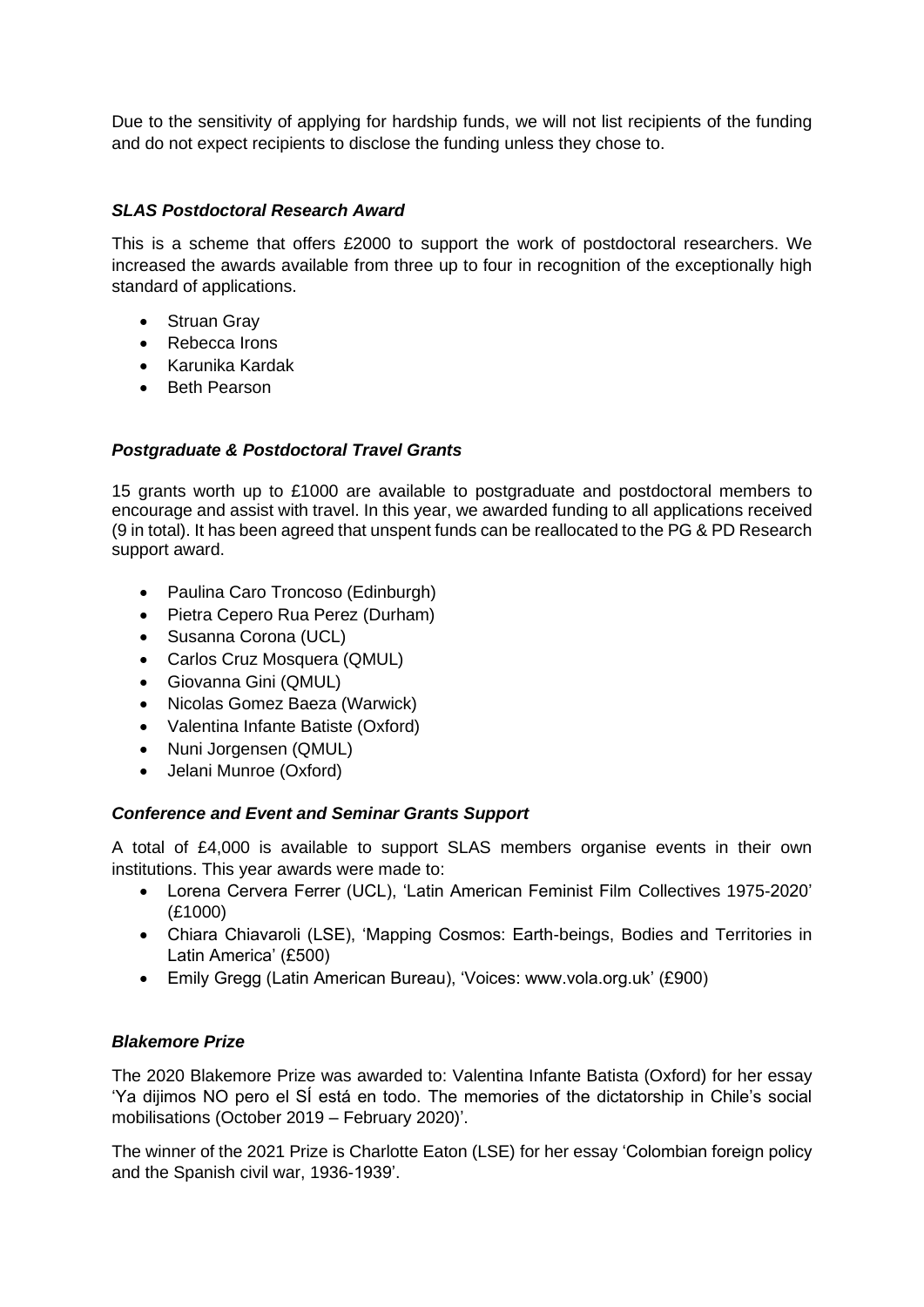Due to the sensitivity of applying for hardship funds, we will not list recipients of the funding and do not expect recipients to disclose the funding unless they chose to.

### ***SLAS Postdoctoral Research Award***

This is a scheme that offers £2000 to support the work of postdoctoral researchers. We increased the awards available from three up to four in recognition of the exceptionally high standard of applications.

- Struan Gray
- Rebecca Irons
- Karunika Kardak
- Beth Pearson

### ***Postgraduate & Postdoctoral Travel Grants***

15 grants worth up to £1000 are available to postgraduate and postdoctoral members to encourage and assist with travel. In this year, we awarded funding to all applications received (9 in total). It has been agreed that unspent funds can be reallocated to the PG & PD Research support award.

- Paulina Caro Troncoso (Edinburgh)
- Pietra Cepero Rua Perez (Durham)
- Susanna Corona (UCL)
- Carlos Cruz Mosquera (QMUL)
- Giovanna Gini (QMUL)
- Nicolas Gomez Baeza (Warwick)
- Valentina Infante Batiste (Oxford)
- Nuni Jorgensen (QMUL)
- Jelani Munroe (Oxford)

### ***Conference and Event and Seminar Grants Support***

A total of £4,000 is available to support SLAS members organise events in their own institutions. This year awards were made to:

- Lorena Cervera Ferrer (UCL), 'Latin American Feminist Film Collectives 1975-2020' (£1000)
- Chiara Chiavaroli (LSE), 'Mapping Cosmos: Earth-beings, Bodies and Territories in Latin America' (£500)
- Emily Gregg (Latin American Bureau), 'Voices: www.vola.org.uk' (£900)

### ***Blakemore Prize***

The 2020 Blakemore Prize was awarded to: Valentina Infante Batista (Oxford) for her essay 'Ya dijimos NO pero el SÍ está en todo. The memories of the dictatorship in Chile's social mobilisations (October 2019 – February 2020)'.

The winner of the 2021 Prize is Charlotte Eaton (LSE) for her essay 'Colombian foreign policy and the Spanish civil war, 1936-1939'.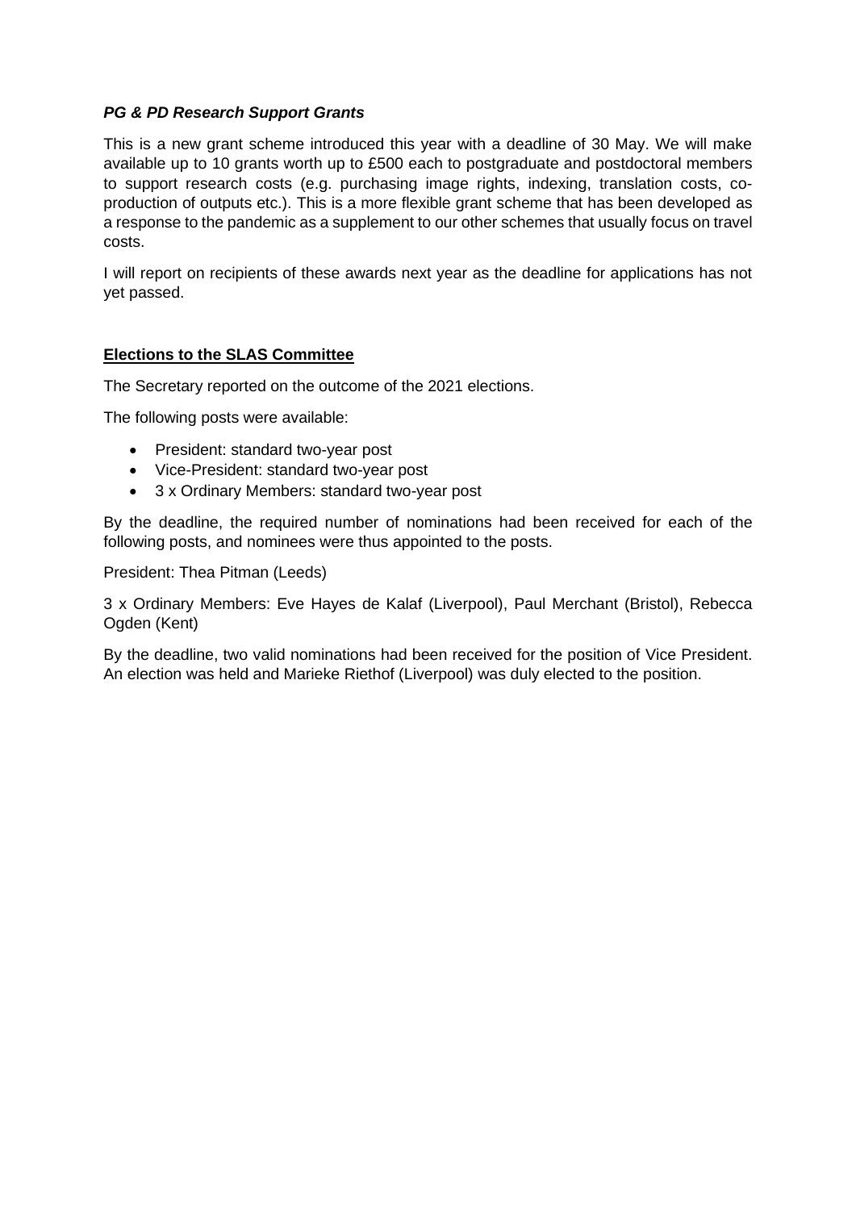***PG & PD Research Support Grants***

This is a new grant scheme introduced this year with a deadline of 30 May. We will make available up to 10 grants worth up to £500 each to postgraduate and postdoctoral members to support research costs (e.g. purchasing image rights, indexing, translation costs, co-production of outputs etc.). This is a more flexible grant scheme that has been developed as a response to the pandemic as a supplement to our other schemes that usually focus on travel costs.

I will report on recipients of these awards next year as the deadline for applications has not yet passed.

## Elections to the SLAS Committee

The Secretary reported on the outcome of the 2021 elections.

The following posts were available:

- President: standard two-year post
- Vice-President: standard two-year post
- 3 x Ordinary Members: standard two-year post

By the deadline, the required number of nominations had been received for each of the following posts, and nominees were thus appointed to the posts.

President: Thea Pitman (Leeds)

3 x Ordinary Members: Eve Hayes de Kalaf (Liverpool), Paul Merchant (Bristol), Rebecca Ogden (Kent)

By the deadline, two valid nominations had been received for the position of Vice President. An election was held and Marieke Riethof (Liverpool) was duly elected to the position.